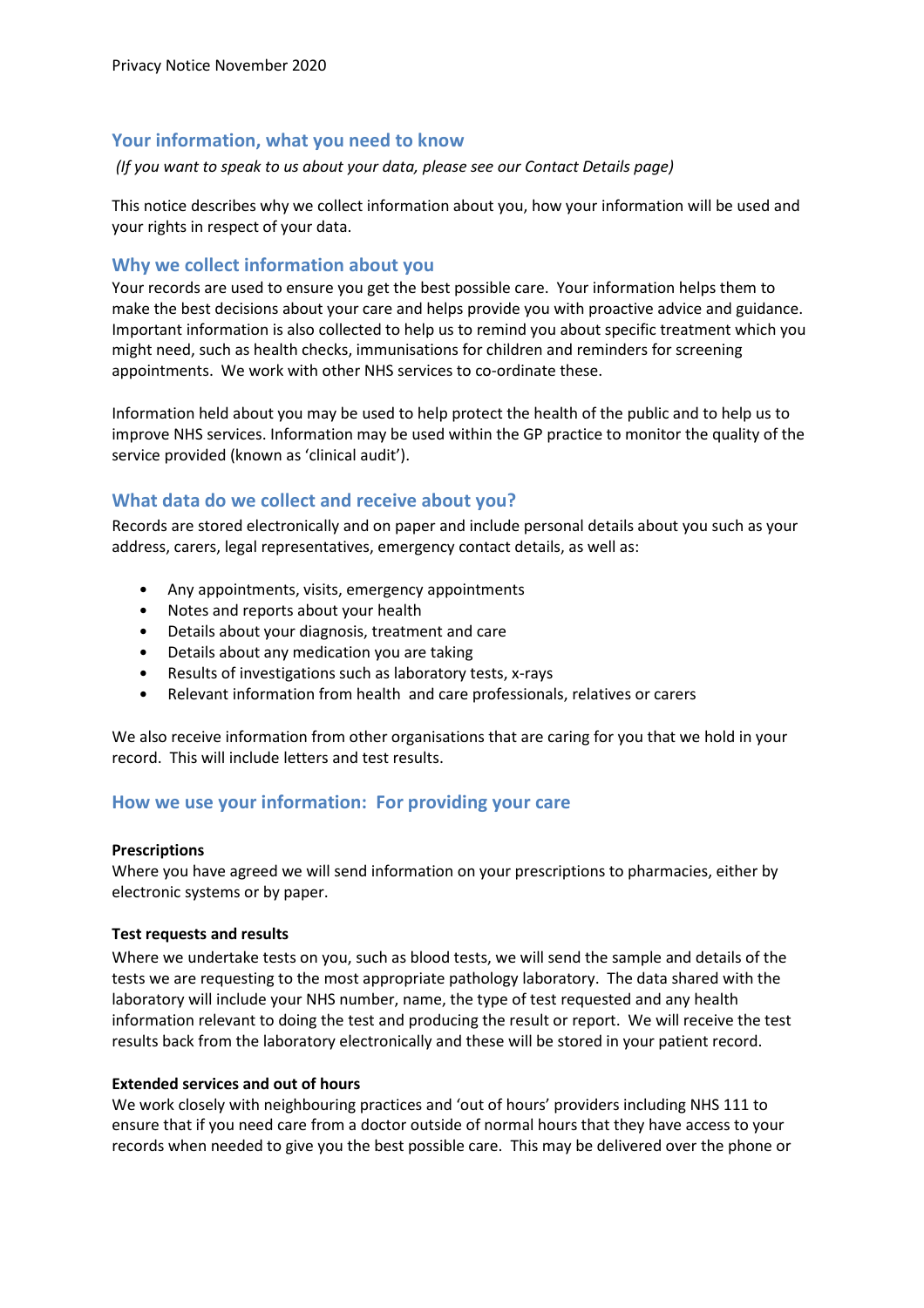Privacy Notice November 2020

## Your information, what you need to know

*(If you want to speak to us about your data, please see our Contact Details page)*

This notice describes why we collect information about you, how your information will be used and your rights in respect of your data.

## Why we collect information about you

Your records are used to ensure you get the best possible care. Your information helps them to make the best decisions about your care and helps provide you with proactive advice and guidance. Important information is also collected to help us to remind you about specific treatment which you might need, such as health checks, immunisations for children and reminders for screening appointments. We work with other NHS services to co-ordinate these.

Information held about you may be used to help protect the health of the public and to help us to improve NHS services. Information may be used within the GP practice to monitor the quality of the service provided (known as 'clinical audit').

## What data do we collect and receive about you?

Records are stored electronically and on paper and include personal details about you such as your address, carers, legal representatives, emergency contact details, as well as:

- Any appointments, visits, emergency appointments
- Notes and reports about your health
- Details about your diagnosis, treatment and care
- Details about any medication you are taking
- Results of investigations such as laboratory tests, x-rays
- Relevant information from health and care professionals, relatives or carers

We also receive information from other organisations that are caring for you that we hold in your record. This will include letters and test results.

## How we use your information: For providing your care

**Prescriptions**

Where you have agreed we will send information on your prescriptions to pharmacies, either by electronic systems or by paper.

**Test requests and results**

Where we undertake tests on you, such as blood tests, we will send the sample and details of the tests we are requesting to the most appropriate pathology laboratory. The data shared with the laboratory will include your NHS number, name, the type of test requested and any health information relevant to doing the test and producing the result or report. We will receive the test results back from the laboratory electronically and these will be stored in your patient record.

**Extended services and out of hours**

We work closely with neighbouring practices and 'out of hours' providers including NHS 111 to ensure that if you need care from a doctor outside of normal hours that they have access to your records when needed to give you the best possible care. This may be delivered over the phone or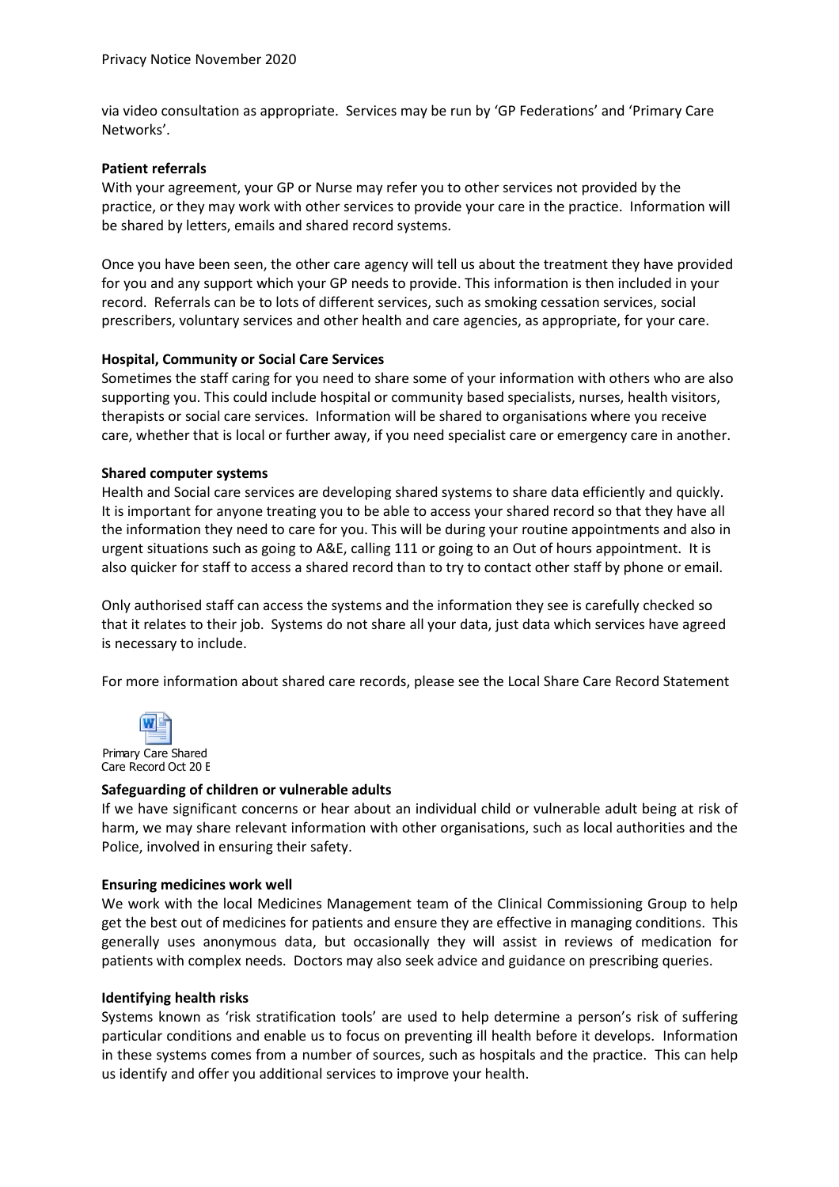via video consultation as appropriate. Services may be run by 'GP Federations' and 'Primary Care Networks'.

**Patient referrals**

With your agreement, your GP or Nurse may refer you to other services not provided by the practice, or they may work with other services to provide your care in the practice. Information will be shared by letters, emails and shared record systems.

Once you have been seen, the other care agency will tell us about the treatment they have provided for you and any support which your GP needs to provide. This information is then included in your record. Referrals can be to lots of different services, such as smoking cessation services, social prescribers, voluntary services and other health and care agencies, as appropriate, for your care.

**Hospital, Community or Social Care Services**

Sometimes the staff caring for you need to share some of your information with others who are also supporting you. This could include hospital or community based specialists, nurses, health visitors, therapists or social care services. Information will be shared to organisations where you receive care, whether that is local or further away, if you need specialist care or emergency care in another.

**Shared computer systems**

Health and Social care services are developing shared systems to share data efficiently and quickly. It is important for anyone treating you to be able to access your shared record so that they have all the information they need to care for you. This will be during your routine appointments and also in urgent situations such as going to A&E, calling 111 or going to an Out of hours appointment. It is also quicker for staff to access a shared record than to try to contact other staff by phone or email.

Only authorised staff can access the systems and the information they see is carefully checked so that it relates to their job. Systems do not share all your data, just data which services have agreed is necessary to include.

For more information about shared care records, please see the Local Share Care Record Statement

Primary Care Shared Care Record Oct 20 E

**Safeguarding of children or vulnerable adults**

If we have significant concerns or hear about an individual child or vulnerable adult being at risk of harm, we may share relevant information with other organisations, such as local authorities and the Police, involved in ensuring their safety.

**Ensuring medicines work well**

We work with the local Medicines Management team of the Clinical Commissioning Group to help get the best out of medicines for patients and ensure they are effective in managing conditions. This generally uses anonymous data, but occasionally they will assist in reviews of medication for patients with complex needs. Doctors may also seek advice and guidance on prescribing queries.

**Identifying health risks**

Systems known as 'risk stratification tools' are used to help determine a person's risk of suffering particular conditions and enable us to focus on preventing ill health before it develops. Information in these systems comes from a number of sources, such as hospitals and the practice. This can help us identify and offer you additional services to improve your health.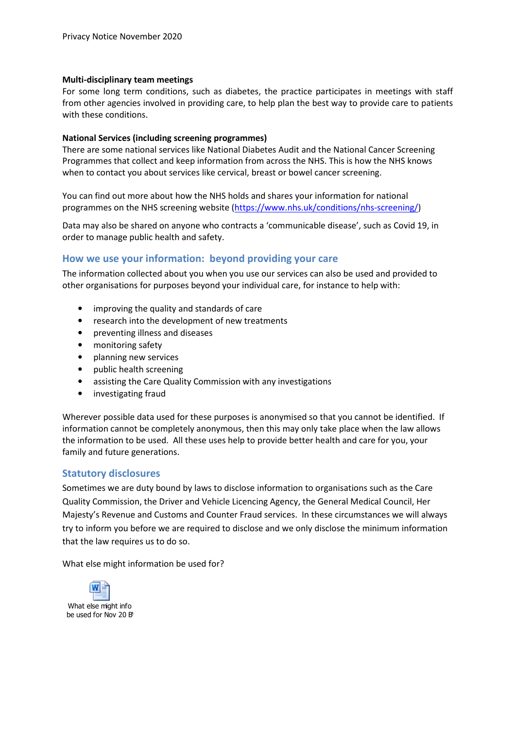**Multi-disciplinary team meetings**
For some long term conditions, such as diabetes, the practice participates in meetings with staff from other agencies involved in providing care, to help plan the best way to provide care to patients with these conditions.

**National Services (including screening programmes)**
There are some national services like National Diabetes Audit and the National Cancer Screening Programmes that collect and keep information from across the NHS. This is how the NHS knows when to contact you about services like cervical, breast or bowel cancer screening.

You can find out more about how the NHS holds and shares your information for national programmes on the NHS screening website (https://www.nhs.uk/conditions/nhs-screening/)

Data may also be shared on anyone who contracts a 'communicable disease', such as Covid 19, in order to manage public health and safety.

## How we use your information: beyond providing your care

The information collected about you when you use our services can also be used and provided to other organisations for purposes beyond your individual care, for instance to help with:

- improving the quality and standards of care
- research into the development of new treatments
- preventing illness and diseases
- monitoring safety
- planning new services
- public health screening
- assisting the Care Quality Commission with any investigations
- investigating fraud

Wherever possible data used for these purposes is anonymised so that you cannot be identified. If information cannot be completely anonymous, then this may only take place when the law allows the information to be used. All these uses help to provide better health and care for you, your family and future generations.

## Statutory disclosures

Sometimes we are duty bound by laws to disclose information to organisations such as the Care Quality Commission, the Driver and Vehicle Licencing Agency, the General Medical Council, Her Majesty's Revenue and Customs and Counter Fraud services. In these circumstances we will always try to inform you before we are required to disclose and we only disclose the minimum information that the law requires us to do so.

What else might information be used for?

What else might info be used for Nov 20 B'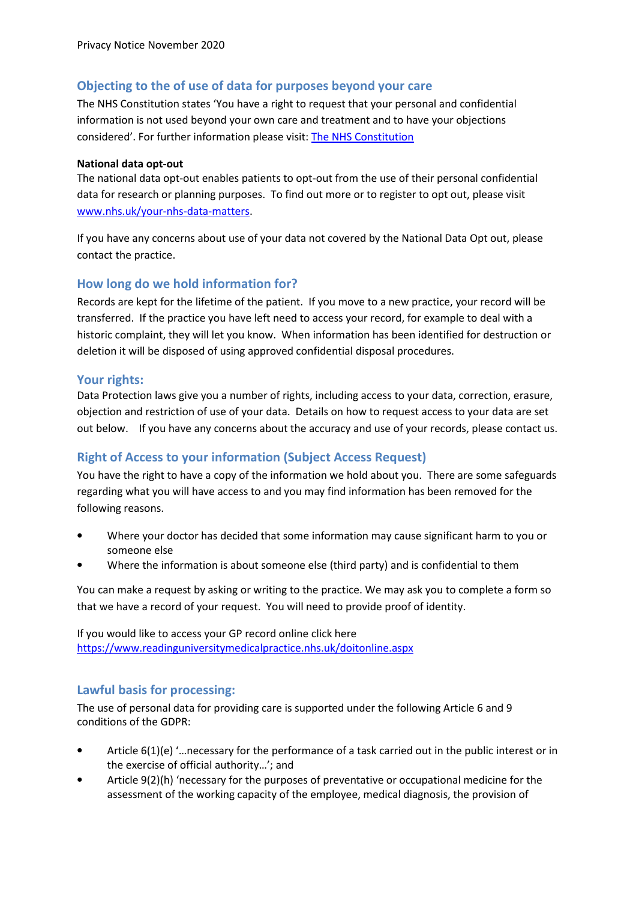## Objecting to the of use of data for purposes beyond your care

The NHS Constitution states 'You have a right to request that your personal and confidential information is not used beyond your own care and treatment and to have your objections considered'. For further information please visit: [The NHS Constitution]()

**National data opt-out**

The national data opt-out enables patients to opt-out from the use of their personal confidential data for research or planning purposes. To find out more or to register to opt out, please visit [www.nhs.uk/your-nhs-data-matters](www.nhs.uk/your-nhs-data-matters).

If you have any concerns about use of your data not covered by the National Data Opt out, please contact the practice.

## How long do we hold information for?

Records are kept for the lifetime of the patient. If you move to a new practice, your record will be transferred. If the practice you have left need to access your record, for example to deal with a historic complaint, they will let you know. When information has been identified for destruction or deletion it will be disposed of using approved confidential disposal procedures.

## Your rights:

Data Protection laws give you a number of rights, including access to your data, correction, erasure, objection and restriction of use of your data. Details on how to request access to your data are set out below. If you have any concerns about the accuracy and use of your records, please contact us.

## Right of Access to your information (Subject Access Request)

You have the right to have a copy of the information we hold about you. There are some safeguards regarding what you will have access to and you may find information has been removed for the following reasons.

- Where your doctor has decided that some information may cause significant harm to you or someone else
- Where the information is about someone else (third party) and is confidential to them

You can make a request by asking or writing to the practice. We may ask you to complete a form so that we have a record of your request. You will need to provide proof of identity.

If you would like to access your GP record online click here
[https://www.readinguniversitymedicalpractice.nhs.uk/doitonline.aspx](https://www.readinguniversitymedicalpractice.nhs.uk/doitonline.aspx)

## Lawful basis for processing:

The use of personal data for providing care is supported under the following Article 6 and 9 conditions of the GDPR:

- Article 6(1)(e) '…necessary for the performance of a task carried out in the public interest or in the exercise of official authority…'; and
- Article 9(2)(h) 'necessary for the purposes of preventative or occupational medicine for the assessment of the working capacity of the employee, medical diagnosis, the provision of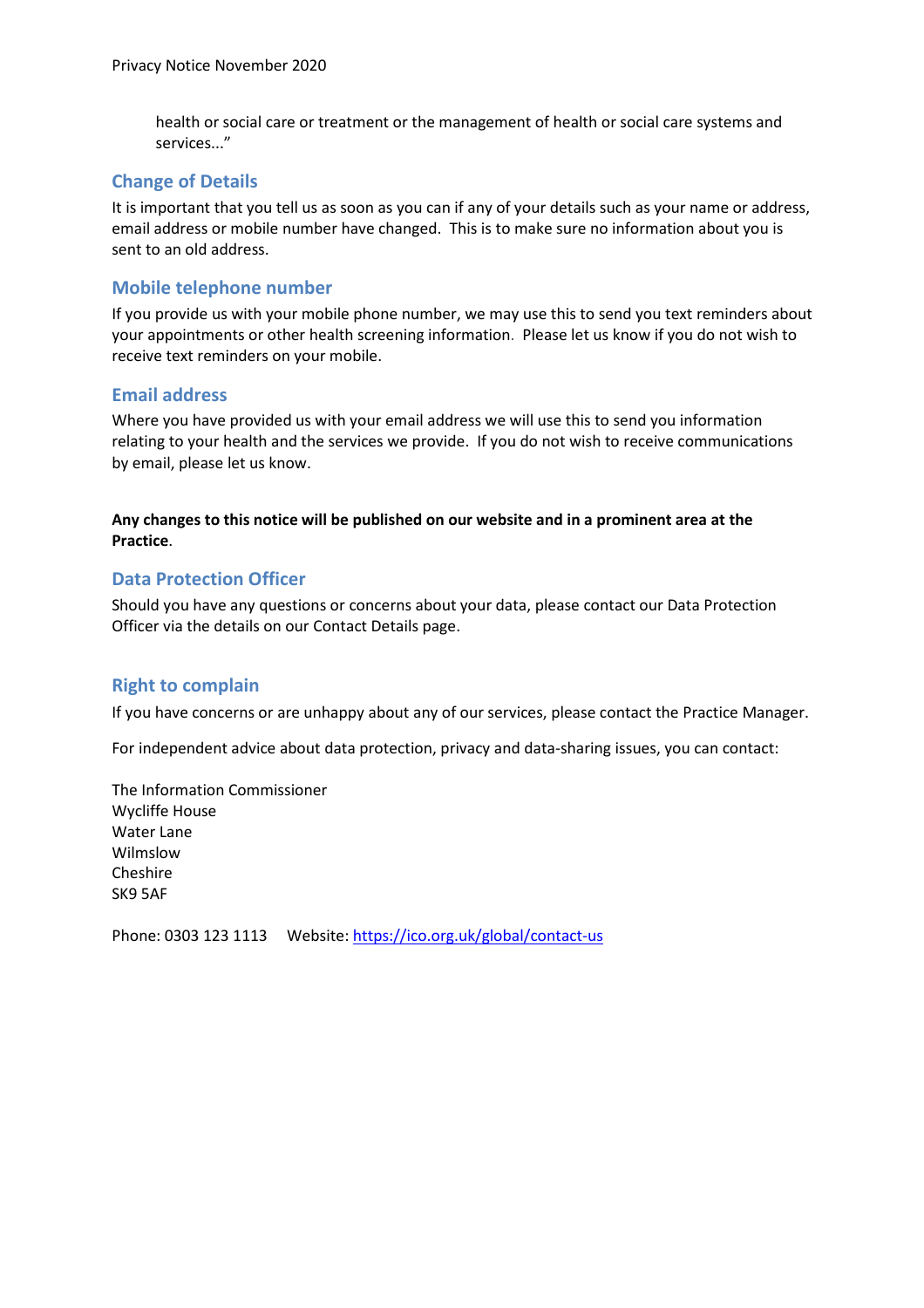health or social care or treatment or the management of health or social care systems and services..."

## Change of Details

It is important that you tell us as soon as you can if any of your details such as your name or address, email address or mobile number have changed. This is to make sure no information about you is sent to an old address.

## Mobile telephone number

If you provide us with your mobile phone number, we may use this to send you text reminders about your appointments or other health screening information. Please let us know if you do not wish to receive text reminders on your mobile.

## Email address

Where you have provided us with your email address we will use this to send you information relating to your health and the services we provide. If you do not wish to receive communications by email, please let us know.

**Any changes to this notice will be published on our website and in a prominent area at the Practice**.

## Data Protection Officer

Should you have any questions or concerns about your data, please contact our Data Protection Officer via the details on our Contact Details page.

## Right to complain

If you have concerns or are unhappy about any of our services, please contact the Practice Manager.

For independent advice about data protection, privacy and data-sharing issues, you can contact:

The Information Commissioner
Wycliffe House
Water Lane
Wilmslow
Cheshire
SK9 5AF

Phone: 0303 123 1113     Website: https://ico.org.uk/global/contact-us